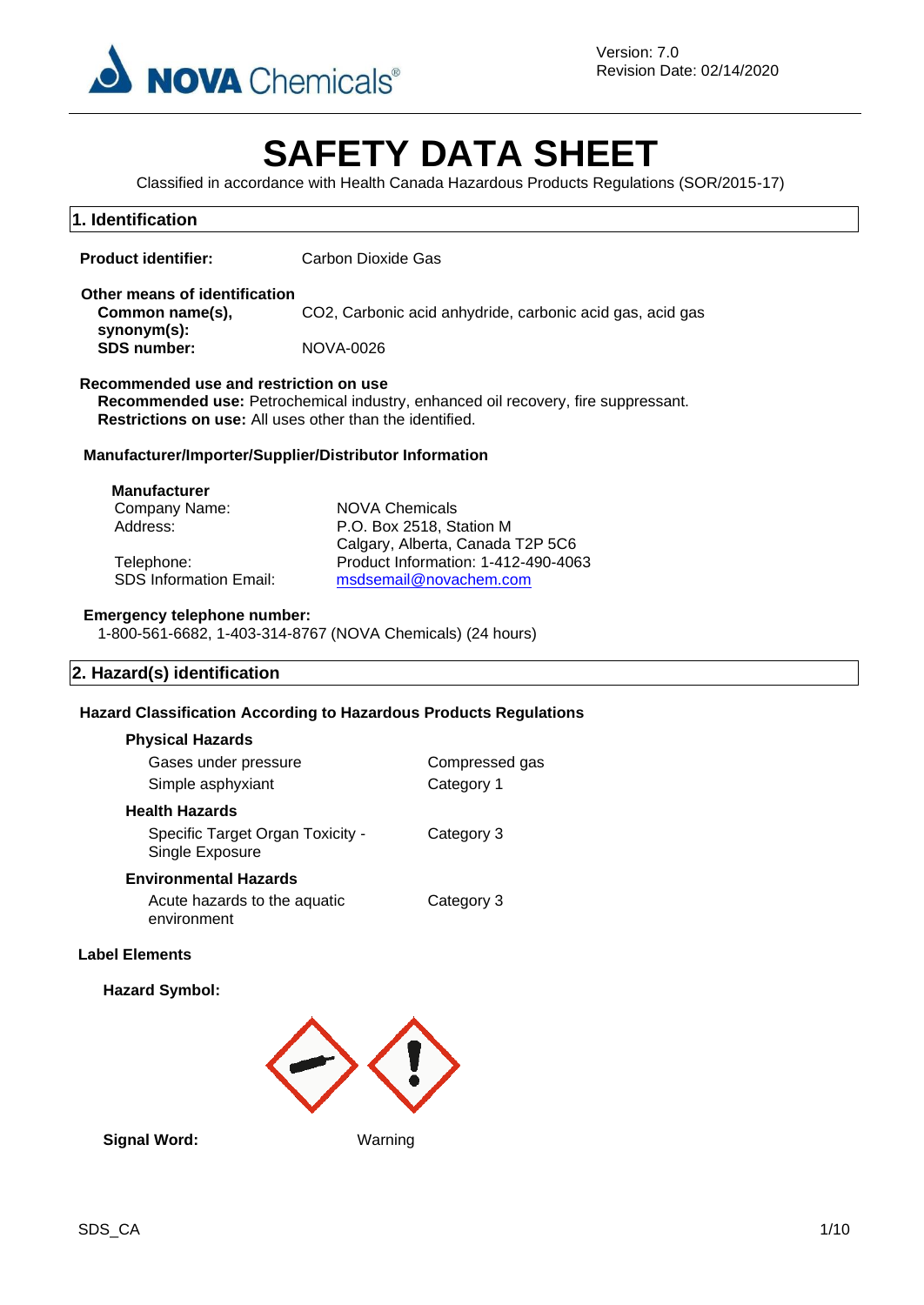Version: 7.0
Revision Date: 02/14/2020

# SAFETY DATA SHEET

Classified in accordance with Health Canada Hazardous Products Regulations (SOR/2015-17)

## 1. Identification

**Product identifier:** Carbon Dioxide Gas

**Other means of identification**

**Common name(s), synonym(s):** CO2, Carbonic acid anhydride, carbonic acid gas, acid gas

**SDS number:** NOVA-0026

**Recommended use and restriction on use**

**Recommended use:** Petrochemical industry, enhanced oil recovery, fire suppressant.

**Restrictions on use:** All uses other than the identified.

**Manufacturer/Importer/Supplier/Distributor Information**

**Manufacturer**

| | |
|---|---|
| Company Name: | NOVA Chemicals |
| Address: | P.O. Box 2518, Station M<br>Calgary, Alberta, Canada T2P 5C6 |
| Telephone: | Product Information: 1-412-490-4063 |
| SDS Information Email: | msdsemail@novachem.com |

**Emergency telephone number:**

1-800-561-6682, 1-403-314-8767 (NOVA Chemicals) (24 hours)

## 2. Hazard(s) identification

**Hazard Classification According to Hazardous Products Regulations**

**Physical Hazards**

| | |
|---|---|
| Gases under pressure | Compressed gas |
| Simple asphyxiant | Category 1 |

**Health Hazards**

| | |
|---|---|
| Specific Target Organ Toxicity - Single Exposure | Category 3 |

**Environmental Hazards**

| | |
|---|---|
| Acute hazards to the aquatic environment | Category 3 |

**Label Elements**

**Hazard Symbol:**

**Signal Word:** Warning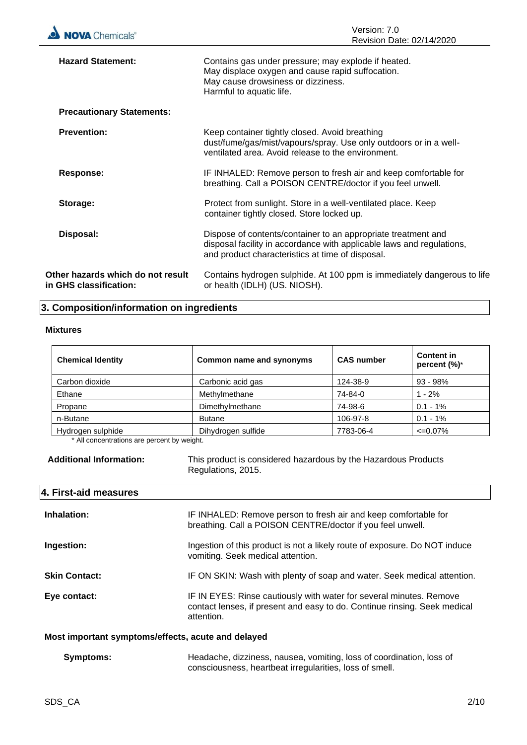**Hazard Statement:** Contains gas under pressure; may explode if heated. May displace oxygen and cause rapid suffocation. May cause drowsiness or dizziness. Harmful to aquatic life.

**Precautionary Statements:**

**Prevention:** Keep container tightly closed. Avoid breathing dust/fume/gas/mist/vapours/spray. Use only outdoors or in a well-ventilated area. Avoid release to the environment.

**Response:** IF INHALED: Remove person to fresh air and keep comfortable for breathing. Call a POISON CENTRE/doctor if you feel unwell.

**Storage:** Protect from sunlight. Store in a well-ventilated place. Keep container tightly closed. Store locked up.

**Disposal:** Dispose of contents/container to an appropriate treatment and disposal facility in accordance with applicable laws and regulations, and product characteristics at time of disposal.

**Other hazards which do not result in GHS classification:** Contains hydrogen sulphide. At 100 ppm is immediately dangerous to life or health (IDLH) (US. NIOSH).

## 3. Composition/information on ingredients

### Mixtures

| Chemical Identity | Common name and synonyms | CAS number | Content in percent (%)* |
|---|---|---|---|
| Carbon dioxide | Carbonic acid gas | 124-38-9 | 93 - 98% |
| Ethane | Methylmethane | 74-84-0 | 1 - 2% |
| Propane | Dimethylmethane | 74-98-6 | 0.1 - 1% |
| n-Butane | Butane | 106-97-8 | 0.1 - 1% |
| Hydrogen sulphide | Dihydrogen sulfide | 7783-06-4 | <=0.07% |

\* All concentrations are percent by weight.

**Additional Information:** This product is considered hazardous by the Hazardous Products Regulations, 2015.

## 4. First-aid measures

**Inhalation:** IF INHALED: Remove person to fresh air and keep comfortable for breathing. Call a POISON CENTRE/doctor if you feel unwell.

**Ingestion:** Ingestion of this product is not a likely route of exposure. Do NOT induce vomiting. Seek medical attention.

**Skin Contact:** IF ON SKIN: Wash with plenty of soap and water. Seek medical attention.

**Eye contact:** IF IN EYES: Rinse cautiously with water for several minutes. Remove contact lenses, if present and easy to do. Continue rinsing. Seek medical attention.

### Most important symptoms/effects, acute and delayed

**Symptoms:** Headache, dizziness, nausea, vomiting, loss of coordination, loss of consciousness, heartbeat irregularities, loss of smell.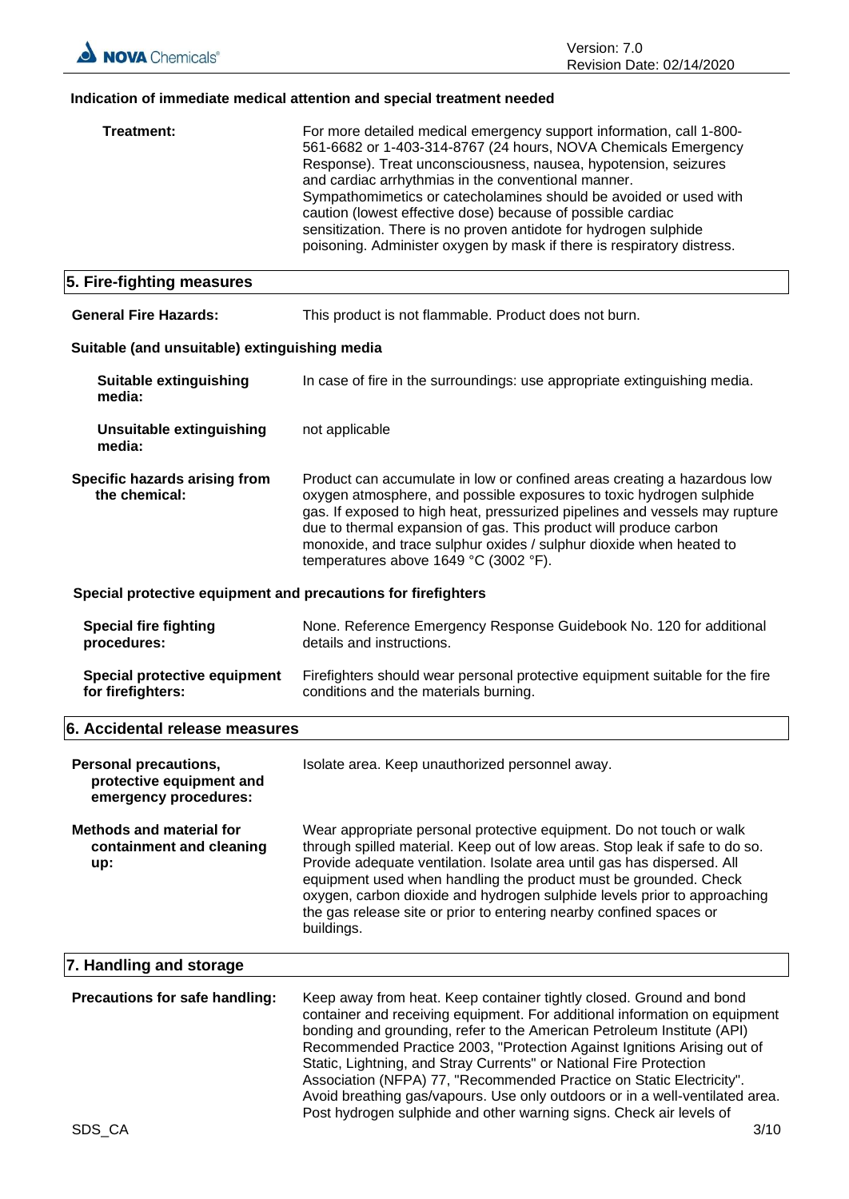**Indication of immediate medical attention and special treatment needed**

**Treatment:** For more detailed medical emergency support information, call 1-800-561-6682 or 1-403-314-8767 (24 hours, NOVA Chemicals Emergency Response). Treat unconsciousness, nausea, hypotension, seizures and cardiac arrhythmias in the conventional manner. Sympathomimetics or catecholamines should be avoided or used with caution (lowest effective dose) because of possible cardiac sensitization. There is no proven antidote for hydrogen sulphide poisoning. Administer oxygen by mask if there is respiratory distress.

## 5. Fire-fighting measures

**General Fire Hazards:** This product is not flammable. Product does not burn.

**Suitable (and unsuitable) extinguishing media**

**Suitable extinguishing media:** In case of fire in the surroundings: use appropriate extinguishing media.

**Unsuitable extinguishing media:** not applicable

**Specific hazards arising from the chemical:** Product can accumulate in low or confined areas creating a hazardous low oxygen atmosphere, and possible exposures to toxic hydrogen sulphide gas. If exposed to high heat, pressurized pipelines and vessels may rupture due to thermal expansion of gas. This product will produce carbon monoxide, and trace sulphur oxides / sulphur dioxide when heated to temperatures above 1649 °C (3002 °F).

**Special protective equipment and precautions for firefighters**

**Special fire fighting procedures:** None. Reference Emergency Response Guidebook No. 120 for additional details and instructions.

**Special protective equipment for firefighters:** Firefighters should wear personal protective equipment suitable for the fire conditions and the materials burning.

## 6. Accidental release measures

**Personal precautions, protective equipment and emergency procedures:** Isolate area. Keep unauthorized personnel away.

**Methods and material for containment and cleaning up:** Wear appropriate personal protective equipment. Do not touch or walk through spilled material. Keep out of low areas. Stop leak if safe to do so. Provide adequate ventilation. Isolate area until gas has dispersed. All equipment used when handling the product must be grounded. Check oxygen, carbon dioxide and hydrogen sulphide levels prior to approaching the gas release site or prior to entering nearby confined spaces or buildings.

## 7. Handling and storage

**Precautions for safe handling:** Keep away from heat. Keep container tightly closed. Ground and bond container and receiving equipment. For additional information on equipment bonding and grounding, refer to the American Petroleum Institute (API) Recommended Practice 2003, "Protection Against Ignitions Arising out of Static, Lightning, and Stray Currents" or National Fire Protection Association (NFPA) 77, "Recommended Practice on Static Electricity". Avoid breathing gas/vapours. Use only outdoors or in a well-ventilated area. Post hydrogen sulphide and other warning signs. Check air levels of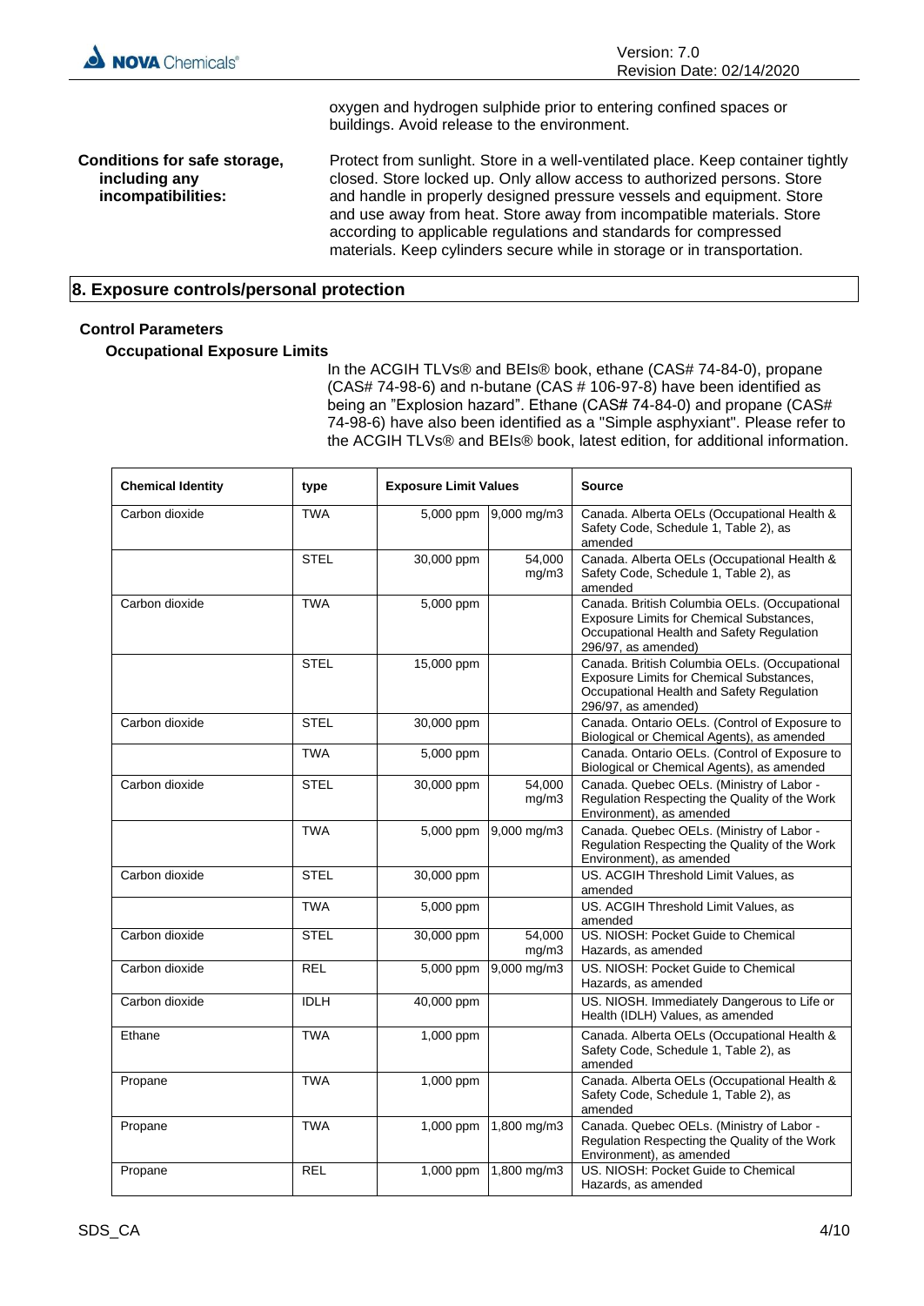oxygen and hydrogen sulphide prior to entering confined spaces or buildings. Avoid release to the environment.

**Conditions for safe storage, including any incompatibilities:** Protect from sunlight. Store in a well-ventilated place. Keep container tightly closed. Store locked up. Only allow access to authorized persons. Store and handle in properly designed pressure vessels and equipment. Store and use away from heat. Store away from incompatible materials. Store according to applicable regulations and standards for compressed materials. Keep cylinders secure while in storage or in transportation.

## 8. Exposure controls/personal protection

### Control Parameters

#### Occupational Exposure Limits

In the ACGIH TLVs® and BEIs® book, ethane (CAS# 74-84-0), propane (CAS# 74-98-6) and n-butane (CAS # 106-97-8) have been identified as being an "Explosion hazard". Ethane (CAS# 74-84-0) and propane (CAS# 74-98-6) have also been identified as a "Simple asphyxiant". Please refer to the ACGIH TLVs® and BEIs® book, latest edition, for additional information.

| Chemical Identity | type | Exposure Limit Values | | Source |
|---|---|---|---|---|
| Carbon dioxide | TWA | 5,000 ppm | 9,000 mg/m3 | Canada. Alberta OELs (Occupational Health & Safety Code, Schedule 1, Table 2), as amended |
| | STEL | 30,000 ppm | 54,000 mg/m3 | Canada. Alberta OELs (Occupational Health & Safety Code, Schedule 1, Table 2), as amended |
| Carbon dioxide | TWA | 5,000 ppm | | Canada. British Columbia OELs. (Occupational Exposure Limits for Chemical Substances, Occupational Health and Safety Regulation 296/97, as amended) |
| | STEL | 15,000 ppm | | Canada. British Columbia OELs. (Occupational Exposure Limits for Chemical Substances, Occupational Health and Safety Regulation 296/97, as amended) |
| Carbon dioxide | STEL | 30,000 ppm | | Canada. Ontario OELs. (Control of Exposure to Biological or Chemical Agents), as amended |
| | TWA | 5,000 ppm | | Canada. Ontario OELs. (Control of Exposure to Biological or Chemical Agents), as amended |
| Carbon dioxide | STEL | 30,000 ppm | 54,000 mg/m3 | Canada. Quebec OELs. (Ministry of Labor - Regulation Respecting the Quality of the Work Environment), as amended |
| | TWA | 5,000 ppm | 9,000 mg/m3 | Canada. Quebec OELs. (Ministry of Labor - Regulation Respecting the Quality of the Work Environment), as amended |
| Carbon dioxide | STEL | 30,000 ppm | | US. ACGIH Threshold Limit Values, as amended |
| | TWA | 5,000 ppm | | US. ACGIH Threshold Limit Values, as amended |
| Carbon dioxide | STEL | 30,000 ppm | 54,000 mg/m3 | US. NIOSH: Pocket Guide to Chemical Hazards, as amended |
| Carbon dioxide | REL | 5,000 ppm | 9,000 mg/m3 | US. NIOSH: Pocket Guide to Chemical Hazards, as amended |
| Carbon dioxide | IDLH | 40,000 ppm | | US. NIOSH. Immediately Dangerous to Life or Health (IDLH) Values, as amended |
| Ethane | TWA | 1,000 ppm | | Canada. Alberta OELs (Occupational Health & Safety Code, Schedule 1, Table 2), as amended |
| Propane | TWA | 1,000 ppm | | Canada. Alberta OELs (Occupational Health & Safety Code, Schedule 1, Table 2), as amended |
| Propane | TWA | 1,000 ppm | 1,800 mg/m3 | Canada. Quebec OELs. (Ministry of Labor - Regulation Respecting the Quality of the Work Environment), as amended |
| Propane | REL | 1,000 ppm | 1,800 mg/m3 | US. NIOSH: Pocket Guide to Chemical Hazards, as amended |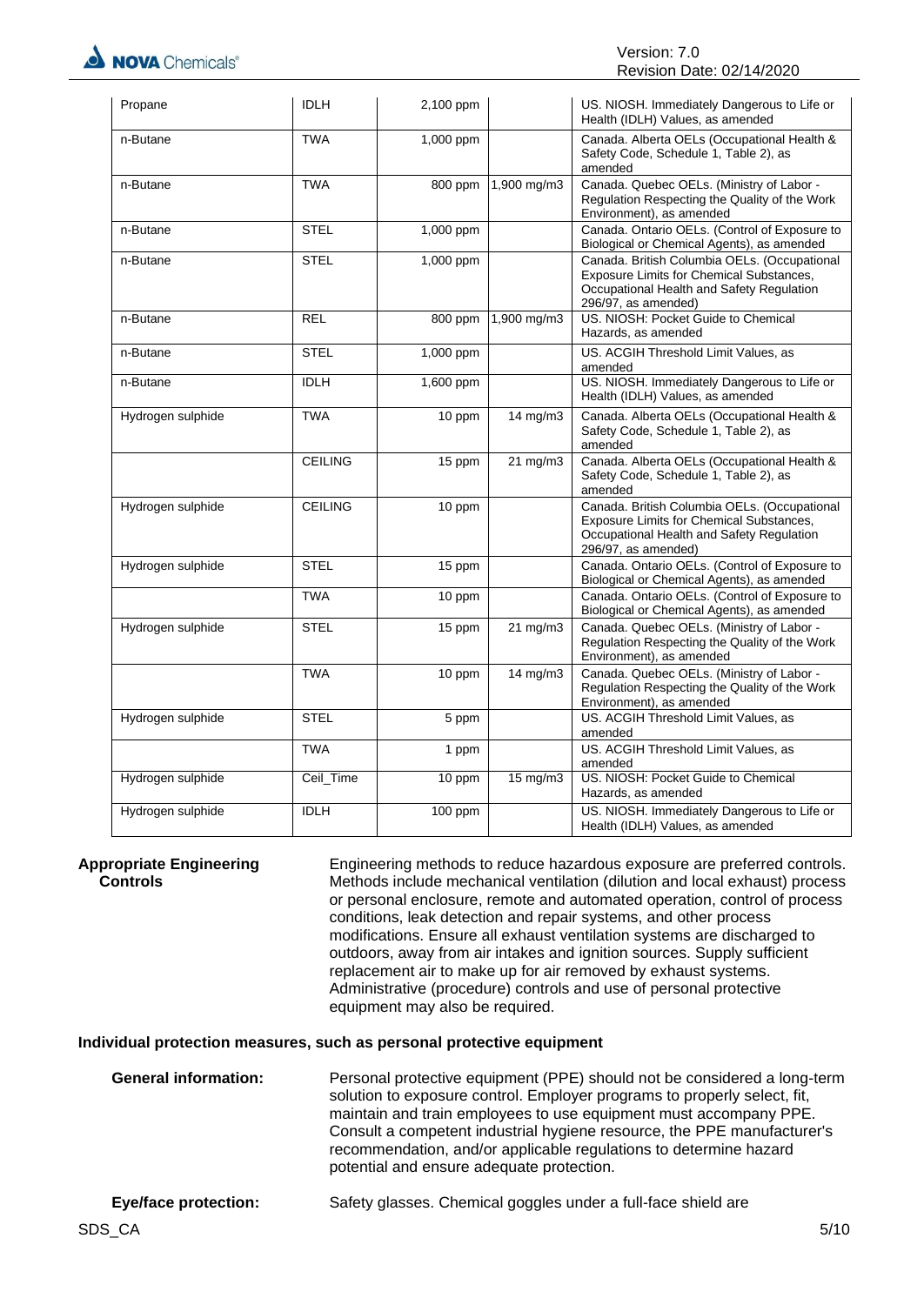| Propane | IDLH | 2,100 ppm | | US. NIOSH. Immediately Dangerous to Life or Health (IDLH) Values, as amended |
|---|---|---|---|---|
| n-Butane | TWA | 1,000 ppm | | Canada. Alberta OELs (Occupational Health & Safety Code, Schedule 1, Table 2), as amended |
| n-Butane | TWA | 800 ppm | 1,900 mg/m3 | Canada. Quebec OELs. (Ministry of Labor - Regulation Respecting the Quality of the Work Environment), as amended |
| n-Butane | STEL | 1,000 ppm | | Canada. Ontario OELs. (Control of Exposure to Biological or Chemical Agents), as amended |
| n-Butane | STEL | 1,000 ppm | | Canada. British Columbia OELs. (Occupational Exposure Limits for Chemical Substances, Occupational Health and Safety Regulation 296/97, as amended) |
| n-Butane | REL | 800 ppm | 1,900 mg/m3 | US. NIOSH: Pocket Guide to Chemical Hazards, as amended |
| n-Butane | STEL | 1,000 ppm | | US. ACGIH Threshold Limit Values, as amended |
| n-Butane | IDLH | 1,600 ppm | | US. NIOSH. Immediately Dangerous to Life or Health (IDLH) Values, as amended |
| Hydrogen sulphide | TWA | 10 ppm | 14 mg/m3 | Canada. Alberta OELs (Occupational Health & Safety Code, Schedule 1, Table 2), as amended |
| | CEILING | 15 ppm | 21 mg/m3 | Canada. Alberta OELs (Occupational Health & Safety Code, Schedule 1, Table 2), as amended |
| Hydrogen sulphide | CEILING | 10 ppm | | Canada. British Columbia OELs. (Occupational Exposure Limits for Chemical Substances, Occupational Health and Safety Regulation 296/97, as amended) |
| Hydrogen sulphide | STEL | 15 ppm | | Canada. Ontario OELs. (Control of Exposure to Biological or Chemical Agents), as amended |
| | TWA | 10 ppm | | Canada. Ontario OELs. (Control of Exposure to Biological or Chemical Agents), as amended |
| Hydrogen sulphide | STEL | 15 ppm | 21 mg/m3 | Canada. Quebec OELs. (Ministry of Labor - Regulation Respecting the Quality of the Work Environment), as amended |
| | TWA | 10 ppm | 14 mg/m3 | Canada. Quebec OELs. (Ministry of Labor - Regulation Respecting the Quality of the Work Environment), as amended |
| Hydrogen sulphide | STEL | 5 ppm | | US. ACGIH Threshold Limit Values, as amended |
| | TWA | 1 ppm | | US. ACGIH Threshold Limit Values, as amended |
| Hydrogen sulphide | Ceil_Time | 10 ppm | 15 mg/m3 | US. NIOSH: Pocket Guide to Chemical Hazards, as amended |
| Hydrogen sulphide | IDLH | 100 ppm | | US. NIOSH. Immediately Dangerous to Life or Health (IDLH) Values, as amended |

**Appropriate Engineering Controls**

Engineering methods to reduce hazardous exposure are preferred controls. Methods include mechanical ventilation (dilution and local exhaust) process or personal enclosure, remote and automated operation, control of process conditions, leak detection and repair systems, and other process modifications. Ensure all exhaust ventilation systems are discharged to outdoors, away from air intakes and ignition sources. Supply sufficient replacement air to make up for air removed by exhaust systems. Administrative (procedure) controls and use of personal protective equipment may also be required.

**Individual protection measures, such as personal protective equipment**

**General information:**

Personal protective equipment (PPE) should not be considered a long-term solution to exposure control. Employer programs to properly select, fit, maintain and train employees to use equipment must accompany PPE. Consult a competent industrial hygiene resource, the PPE manufacturer's recommendation, and/or applicable regulations to determine hazard potential and ensure adequate protection.

**Eye/face protection:**

Safety glasses. Chemical goggles under a full-face shield are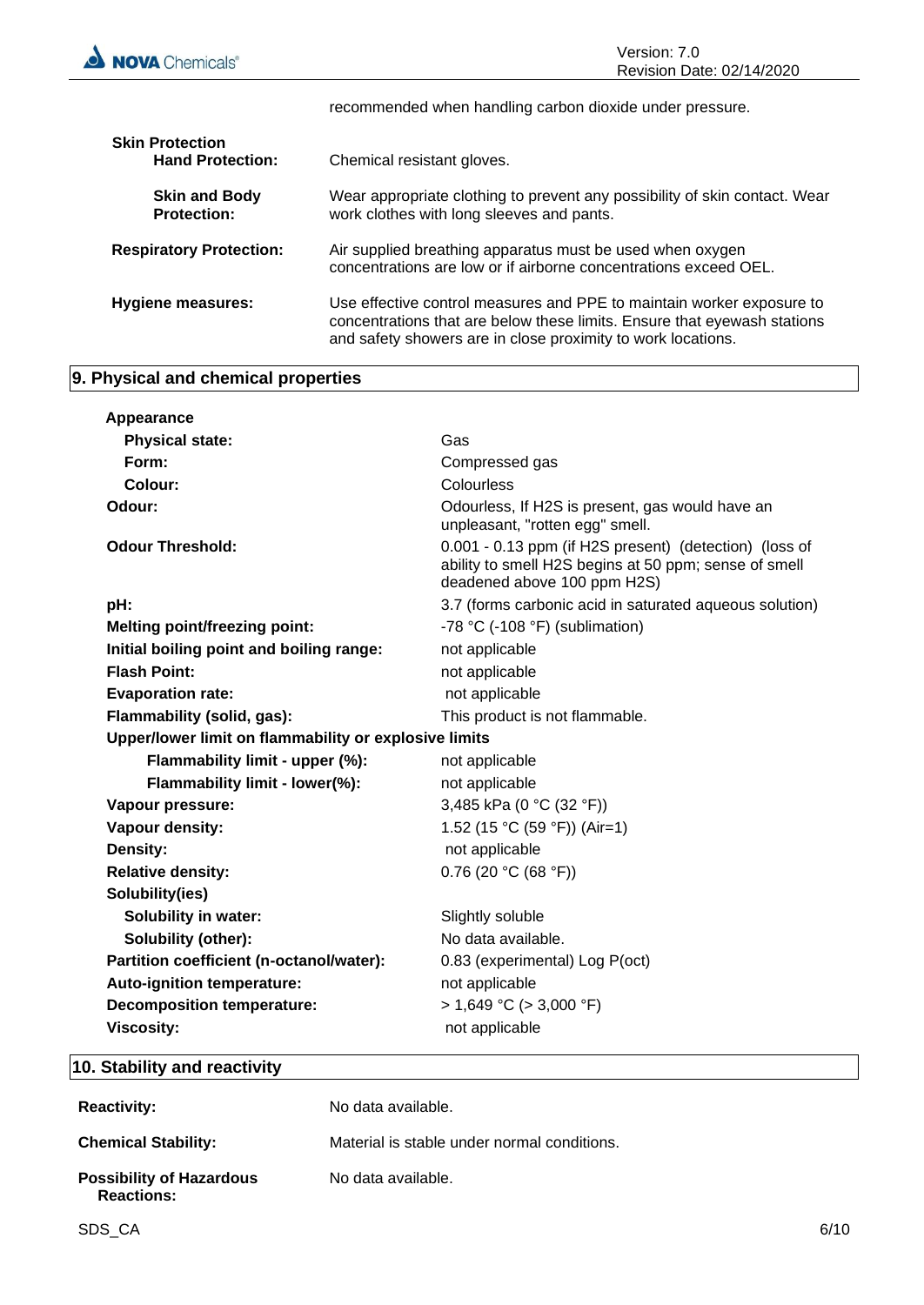recommended when handling carbon dioxide under pressure.

**Skin Protection**

| | |
|---|---|
| **Hand Protection:** | Chemical resistant gloves. |
| **Skin and Body Protection:** | Wear appropriate clothing to prevent any possibility of skin contact. Wear work clothes with long sleeves and pants. |
| **Respiratory Protection:** | Air supplied breathing apparatus must be used when oxygen concentrations are low or if airborne concentrations exceed OEL. |
| **Hygiene measures:** | Use effective control measures and PPE to maintain worker exposure to concentrations that are below these limits. Ensure that eyewash stations and safety showers are in close proximity to work locations. |

## 9. Physical and chemical properties

| | |
|---|---|
| **Appearance** | |
| **Physical state:** | Gas |
| **Form:** | Compressed gas |
| **Colour:** | Colourless |
| **Odour:** | Odourless, If H2S is present, gas would have an unpleasant, "rotten egg" smell. |
| **Odour Threshold:** | 0.001 - 0.13 ppm (if H2S present) (detection) (loss of ability to smell H2S begins at 50 ppm; sense of smell deadened above 100 ppm H2S) |
| **pH:** | 3.7 (forms carbonic acid in saturated aqueous solution) |
| **Melting point/freezing point:** | -78 °C (-108 °F) (sublimation) |
| **Initial boiling point and boiling range:** | not applicable |
| **Flash Point:** | not applicable |
| **Evaporation rate:** | not applicable |
| **Flammability (solid, gas):** | This product is not flammable. |
| **Upper/lower limit on flammability or explosive limits** | |
| **Flammability limit - upper (%):** | not applicable |
| **Flammability limit - lower(%):** | not applicable |
| **Vapour pressure:** | 3,485 kPa (0 °C (32 °F)) |
| **Vapour density:** | 1.52 (15 °C (59 °F)) (Air=1) |
| **Density:** | not applicable |
| **Relative density:** | 0.76 (20 °C (68 °F)) |
| **Solubility(ies)** | |
| **Solubility in water:** | Slightly soluble |
| **Solubility (other):** | No data available. |
| **Partition coefficient (n-octanol/water):** | 0.83 (experimental) Log P(oct) |
| **Auto-ignition temperature:** | not applicable |
| **Decomposition temperature:** | > 1,649 °C (> 3,000 °F) |
| **Viscosity:** | not applicable |

## 10. Stability and reactivity

| | |
|---|---|
| **Reactivity:** | No data available. |
| **Chemical Stability:** | Material is stable under normal conditions. |
| **Possibility of Hazardous Reactions:** | No data available. |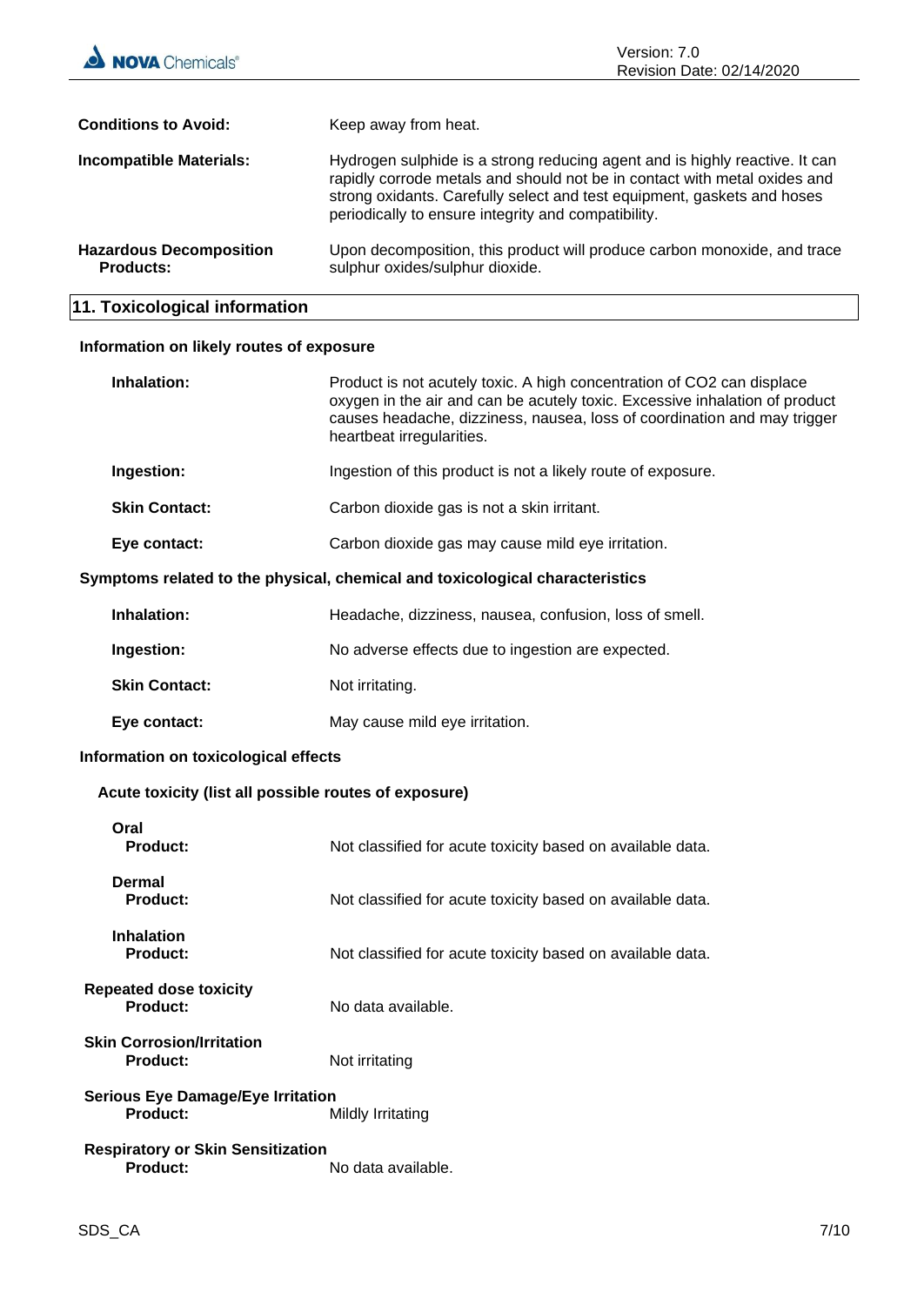**Conditions to Avoid:** Keep away from heat.

**Incompatible Materials:** Hydrogen sulphide is a strong reducing agent and is highly reactive. It can rapidly corrode metals and should not be in contact with metal oxides and strong oxidants. Carefully select and test equipment, gaskets and hoses periodically to ensure integrity and compatibility.

**Hazardous Decomposition Products:** Upon decomposition, this product will produce carbon monoxide, and trace sulphur oxides/sulphur dioxide.

## 11. Toxicological information

### Information on likely routes of exposure

**Inhalation:** Product is not acutely toxic. A high concentration of CO2 can displace oxygen in the air and can be acutely toxic. Excessive inhalation of product causes headache, dizziness, nausea, loss of coordination and may trigger heartbeat irregularities.

**Ingestion:** Ingestion of this product is not a likely route of exposure.

**Skin Contact:** Carbon dioxide gas is not a skin irritant.

**Eye contact:** Carbon dioxide gas may cause mild eye irritation.

### Symptoms related to the physical, chemical and toxicological characteristics

**Inhalation:** Headache, dizziness, nausea, confusion, loss of smell.

**Ingestion:** No adverse effects due to ingestion are expected.

**Skin Contact:** Not irritating.

**Eye contact:** May cause mild eye irritation.

### Information on toxicological effects

**Acute toxicity (list all possible routes of exposure)**

**Oral**
**Product:** Not classified for acute toxicity based on available data.

**Dermal**
**Product:** Not classified for acute toxicity based on available data.

**Inhalation**
**Product:** Not classified for acute toxicity based on available data.

**Repeated dose toxicity**
**Product:** No data available.

**Skin Corrosion/Irritation**
**Product:** Not irritating

**Serious Eye Damage/Eye Irritation**
**Product:** Mildly Irritating

**Respiratory or Skin Sensitization**
**Product:** No data available.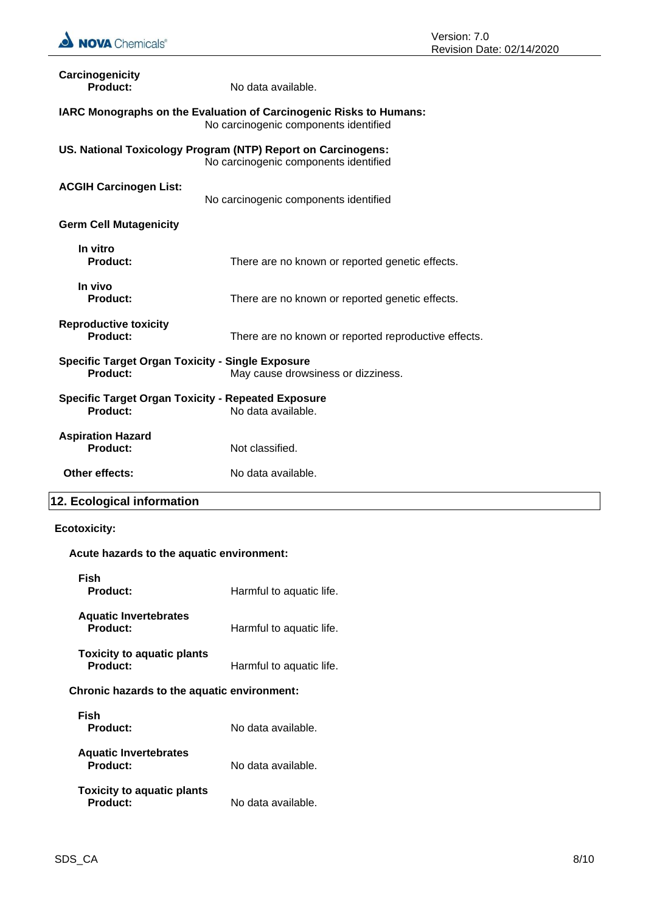**Carcinogenicity**

**Product:** No data available.

**IARC Monographs on the Evaluation of Carcinogenic Risks to Humans:**
No carcinogenic components identified

**US. National Toxicology Program (NTP) Report on Carcinogens:**
No carcinogenic components identified

**ACGIH Carcinogen List:**
No carcinogenic components identified

**Germ Cell Mutagenicity**

**In vitro**

**Product:** There are no known or reported genetic effects.

**In vivo**

**Product:** There are no known or reported genetic effects.

**Reproductive toxicity**

**Product:** There are no known or reported reproductive effects.

**Specific Target Organ Toxicity - Single Exposure**

**Product:** May cause drowsiness or dizziness.

**Specific Target Organ Toxicity - Repeated Exposure**

**Product:** No data available.

**Aspiration Hazard**

**Product:** Not classified.

**Other effects:** No data available.

## 12. Ecological information

**Ecotoxicity:**

**Acute hazards to the aquatic environment:**

**Fish**

**Product:** Harmful to aquatic life.

**Aquatic Invertebrates**

**Product:** Harmful to aquatic life.

**Toxicity to aquatic plants**

**Product:** Harmful to aquatic life.

**Chronic hazards to the aquatic environment:**

**Fish**

**Product:** No data available.

**Aquatic Invertebrates**

**Product:** No data available.

**Toxicity to aquatic plants**

**Product:** No data available.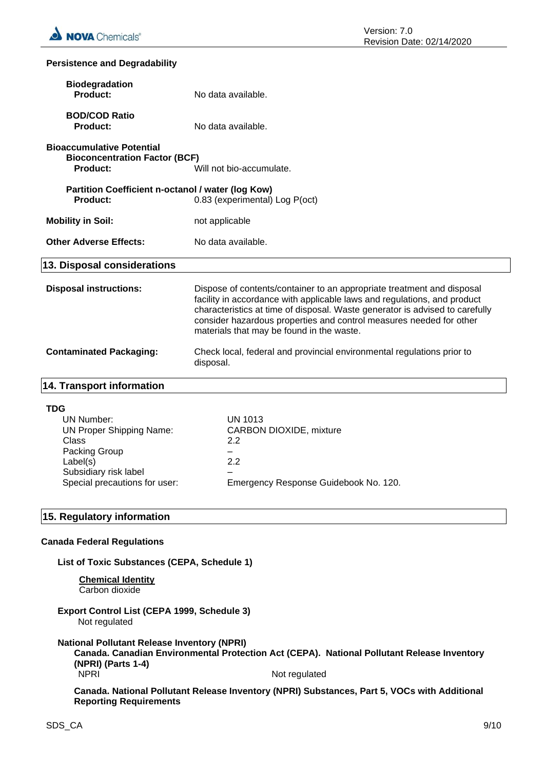**Persistence and Degradability**

**Biodegradation**
**Product:** No data available.

**BOD/COD Ratio**
**Product:** No data available.

**Bioaccumulative Potential**
**Bioconcentration Factor (BCF)**
**Product:** Will not bio-accumulate.

**Partition Coefficient n-octanol / water (log Kow)**
**Product:** 0.83 (experimental) Log P(oct)

**Mobility in Soil:** not applicable

**Other Adverse Effects:** No data available.

## 13. Disposal considerations

**Disposal instructions:** Dispose of contents/container to an appropriate treatment and disposal facility in accordance with applicable laws and regulations, and product characteristics at time of disposal. Waste generator is advised to carefully consider hazardous properties and control measures needed for other materials that may be found in the waste.

**Contaminated Packaging:** Check local, federal and provincial environmental regulations prior to disposal.

## 14. Transport information

**TDG**

| | |
|---|---|
| UN Number: | UN 1013 |
| UN Proper Shipping Name: | CARBON DIOXIDE, mixture |
| Class | 2.2 |
| Packing Group | – |
| Label(s) | 2.2 |
| Subsidiary risk label | – |
| Special precautions for user: | Emergency Response Guidebook No. 120. |

## 15. Regulatory information

**Canada Federal Regulations**

**List of Toxic Substances (CEPA, Schedule 1)**

**Chemical Identity**
Carbon dioxide

**Export Control List (CEPA 1999, Schedule 3)**
Not regulated

**National Pollutant Release Inventory (NPRI)**
**Canada. Canadian Environmental Protection Act (CEPA). National Pollutant Release Inventory (NPRI) (Parts 1-4)**
NPRI Not regulated

**Canada. National Pollutant Release Inventory (NPRI) Substances, Part 5, VOCs with Additional Reporting Requirements**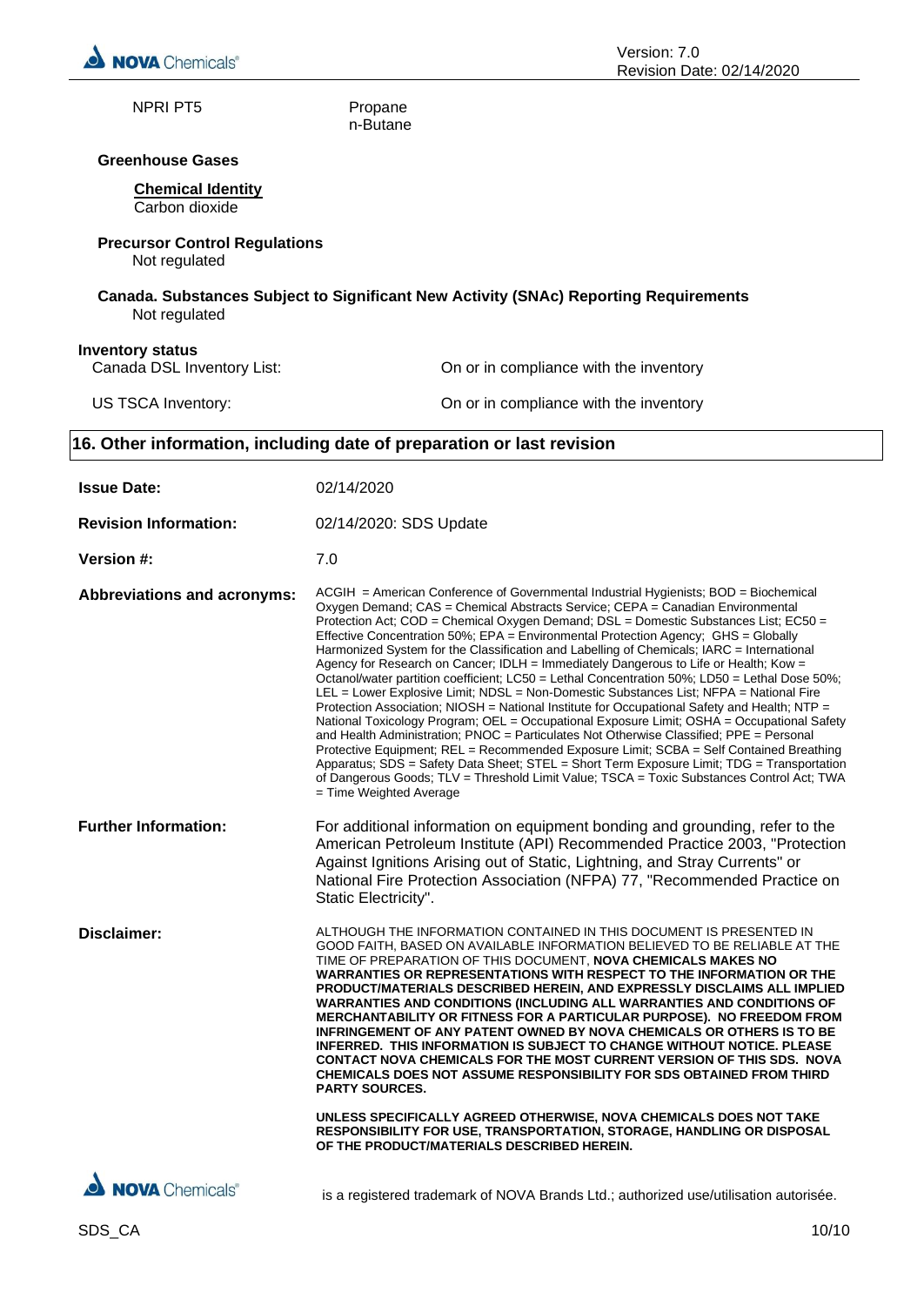NPRI PT5 Propane
n-Butane

**Greenhouse Gases**

**Chemical Identity**
Carbon dioxide

**Precursor Control Regulations**
Not regulated

**Canada. Substances Subject to Significant New Activity (SNAc) Reporting Requirements**
Not regulated

**Inventory status**

| | |
|---|---|
| Canada DSL Inventory List: | On or in compliance with the inventory |
| US TSCA Inventory: | On or in compliance with the inventory |

## 16. Other information, including date of preparation or last revision

**Issue Date:** 02/14/2020

**Revision Information:** 02/14/2020: SDS Update

**Version #:** 7.0

**Abbreviations and acronyms:** ACGIH = American Conference of Governmental Industrial Hygienists; BOD = Biochemical Oxygen Demand; CAS = Chemical Abstracts Service; CEPA = Canadian Environmental Protection Act; COD = Chemical Oxygen Demand; DSL = Domestic Substances List; EC50 = Effective Concentration 50%; EPA = Environmental Protection Agency; GHS = Globally Harmonized System for the Classification and Labelling of Chemicals; IARC = International Agency for Research on Cancer; IDLH = Immediately Dangerous to Life or Health; Kow = Octanol/water partition coefficient; LC50 = Lethal Concentration 50%; LD50 = Lethal Dose 50%; LEL = Lower Explosive Limit; NDSL = Non-Domestic Substances List; NFPA = National Fire Protection Association; NIOSH = National Institute for Occupational Safety and Health; NTP = National Toxicology Program; OEL = Occupational Exposure Limit; OSHA = Occupational Safety and Health Administration; PNOC = Particulates Not Otherwise Classified; PPE = Personal Protective Equipment; REL = Recommended Exposure Limit; SCBA = Self Contained Breathing Apparatus; SDS = Safety Data Sheet; STEL = Short Term Exposure Limit; TDG = Transportation of Dangerous Goods; TLV = Threshold Limit Value; TSCA = Toxic Substances Control Act; TWA = Time Weighted Average

**Further Information:** For additional information on equipment bonding and grounding, refer to the American Petroleum Institute (API) Recommended Practice 2003, "Protection Against Ignitions Arising out of Static, Lightning, and Stray Currents" or National Fire Protection Association (NFPA) 77, "Recommended Practice on Static Electricity".

**Disclaimer:** ALTHOUGH THE INFORMATION CONTAINED IN THIS DOCUMENT IS PRESENTED IN GOOD FAITH, BASED ON AVAILABLE INFORMATION BELIEVED TO BE RELIABLE AT THE TIME OF PREPARATION OF THIS DOCUMENT, **NOVA CHEMICALS MAKES NO WARRANTIES OR REPRESENTATIONS WITH RESPECT TO THE INFORMATION OR THE PRODUCT/MATERIALS DESCRIBED HEREIN, AND EXPRESSLY DISCLAIMS ALL IMPLIED WARRANTIES AND CONDITIONS (INCLUDING ALL WARRANTIES AND CONDITIONS OF MERCHANTABILITY OR FITNESS FOR A PARTICULAR PURPOSE). NO FREEDOM FROM INFRINGEMENT OF ANY PATENT OWNED BY NOVA CHEMICALS OR OTHERS IS TO BE INFERRED. THIS INFORMATION IS SUBJECT TO CHANGE WITHOUT NOTICE. PLEASE CONTACT NOVA CHEMICALS FOR THE MOST CURRENT VERSION OF THIS SDS. NOVA CHEMICALS DOES NOT ASSUME RESPONSIBILITY FOR SDS OBTAINED FROM THIRD PARTY SOURCES.**

**UNLESS SPECIFICALLY AGREED OTHERWISE, NOVA CHEMICALS DOES NOT TAKE RESPONSIBILITY FOR USE, TRANSPORTATION, STORAGE, HANDLING OR DISPOSAL OF THE PRODUCT/MATERIALS DESCRIBED HEREIN.**

NOVA Chemicals® is a registered trademark of NOVA Brands Ltd.; authorized use/utilisation autorisée.